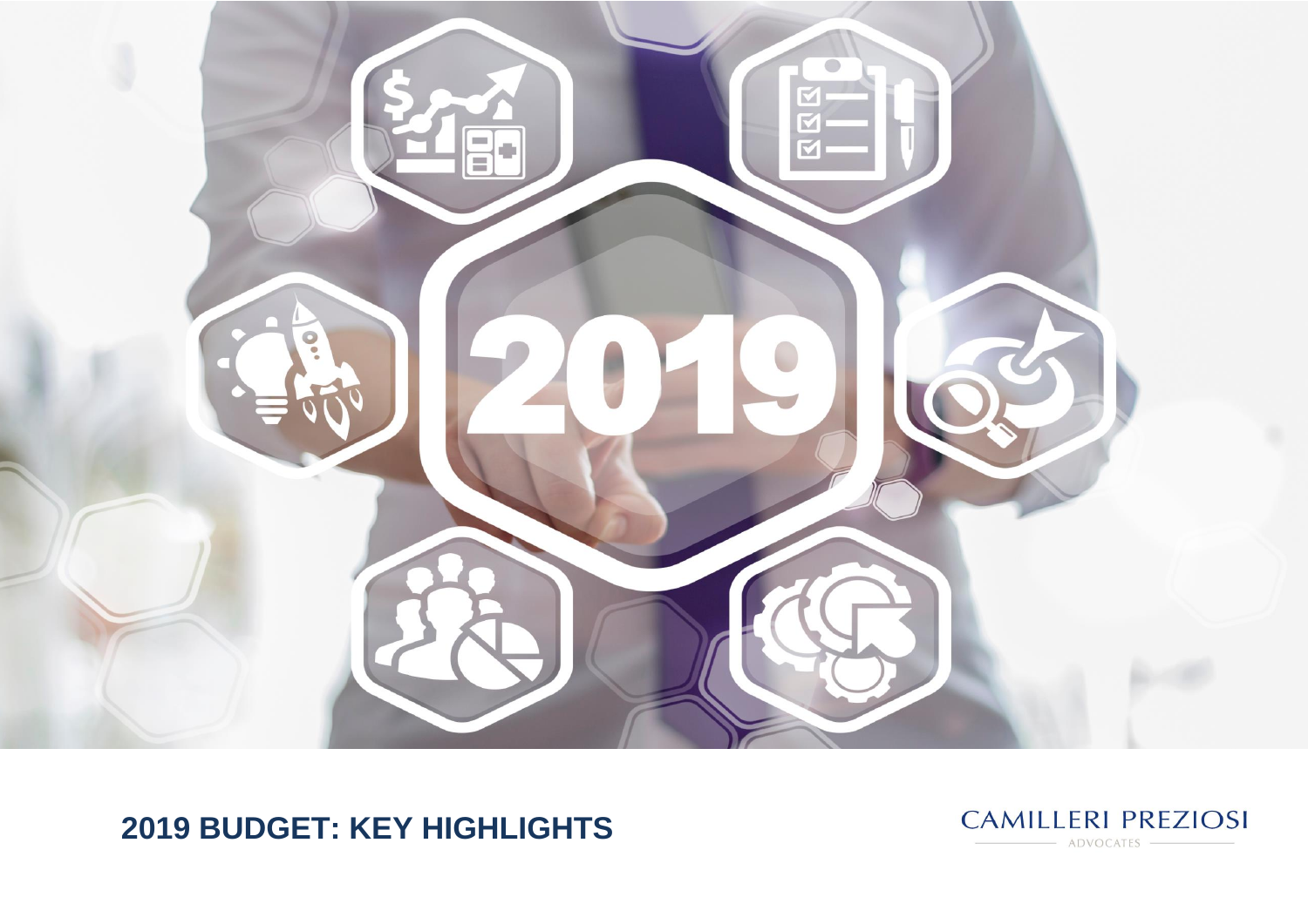# 2019 BUDGET: KEY HIGHLIGHTS

CAMILLERI PREZIOSI

ADVOCATES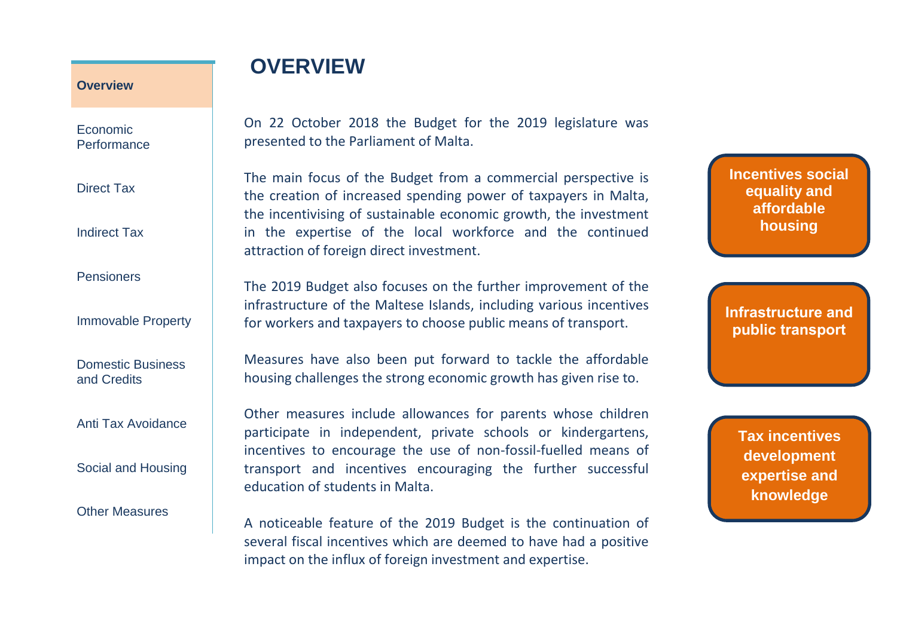- **Overview**
- Economic Performance
- Direct Tax
- Indirect Tax
- Pensioners
- Immovable Property
- Domestic Business and Credits
- Anti Tax Avoidance
- Social and Housing
- Other Measures

# OVERVIEW

On 22 October 2018 the Budget for the 2019 legislature was presented to the Parliament of Malta.

The main focus of the Budget from a commercial perspective is the creation of increased spending power of taxpayers in Malta, the incentivising of sustainable economic growth, the investment in the expertise of the local workforce and the continued attraction of foreign direct investment.

The 2019 Budget also focuses on the further improvement of the infrastructure of the Maltese Islands, including various incentives for workers and taxpayers to choose public means of transport.

Measures have also been put forward to tackle the affordable housing challenges the strong economic growth has given rise to.

Other measures include allowances for parents whose children participate in independent, private schools or kindergartens, incentives to encourage the use of non-fossil-fuelled means of transport and incentives encouraging the further successful education of students in Malta.

A noticeable feature of the 2019 Budget is the continuation of several fiscal incentives which are deemed to have had a positive impact on the influx of foreign investment and expertise.

**Incentives social equality and affordable housing**

**Infrastructure and public transport**

**Tax incentives development expertise and knowledge**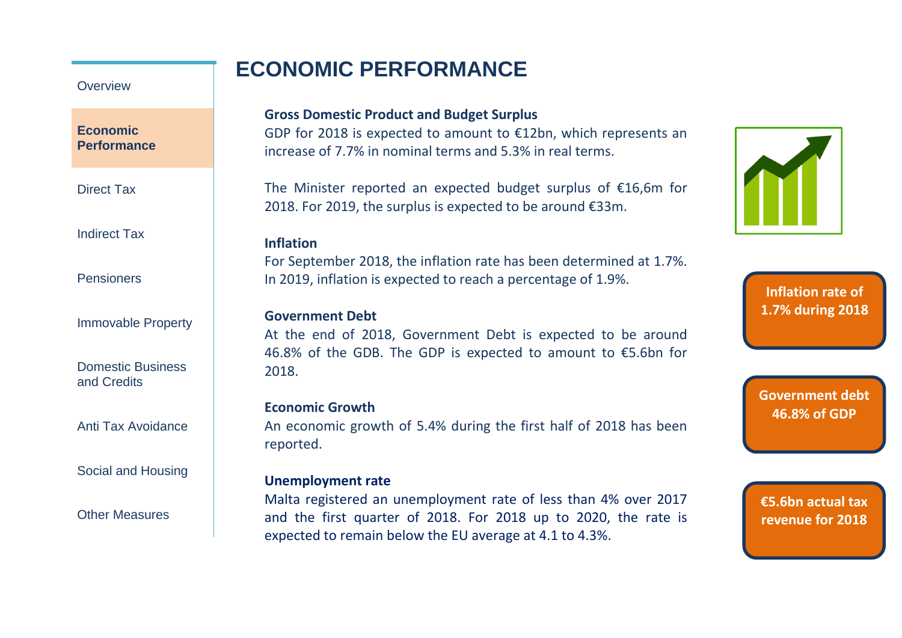Overview

**Economic Performance**

Direct Tax

Indirect Tax

Pensioners

Immovable Property

Domestic Business and Credits

Anti Tax Avoidance

Social and Housing

Other Measures

# ECONOMIC PERFORMANCE

**Gross Domestic Product and Budget Surplus**

GDP for 2018 is expected to amount to €12bn, which represents an increase of 7.7% in nominal terms and 5.3% in real terms.

The Minister reported an expected budget surplus of €16,6m for 2018. For 2019, the surplus is expected to be around €33m.

**Inflation**

For September 2018, the inflation rate has been determined at 1.7%. In 2019, inflation is expected to reach a percentage of 1.9%.

**Government Debt**

At the end of 2018, Government Debt is expected to be around 46.8% of the GDB. The GDP is expected to amount to €5.6bn for 2018.

**Economic Growth**

An economic growth of 5.4% during the first half of 2018 has been reported.

**Unemployment rate**

Malta registered an unemployment rate of less than 4% over 2017 and the first quarter of 2018. For 2018 up to 2020, the rate is expected to remain below the EU average at 4.1 to 4.3%.

**Inflation rate of 1.7% during 2018**

**Government debt 46.8% of GDP**

**€5.6bn actual tax revenue for 2018**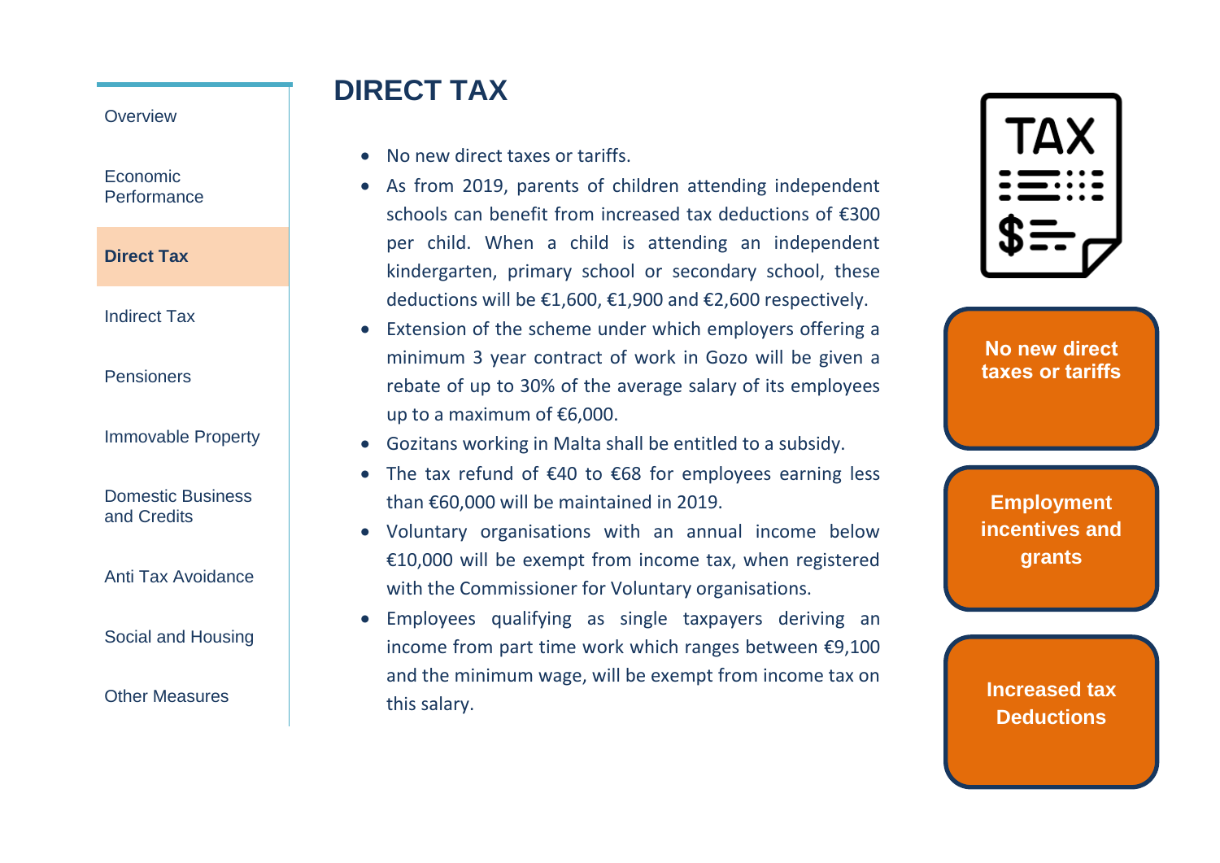- Overview
- Economic Performance
- **Direct Tax**
- Indirect Tax
- Pensioners
- Immovable Property
- Domestic Business and Credits
- Anti Tax Avoidance
- Social and Housing
- Other Measures

# DIRECT TAX

- No new direct taxes or tariffs.
- As from 2019, parents of children attending independent schools can benefit from increased tax deductions of €300 per child. When a child is attending an independent kindergarten, primary school or secondary school, these deductions will be €1,600, €1,900 and €2,600 respectively.
- Extension of the scheme under which employers offering a minimum 3 year contract of work in Gozo will be given a rebate of up to 30% of the average salary of its employees up to a maximum of €6,000.
- Gozitans working in Malta shall be entitled to a subsidy.
- The tax refund of €40 to €68 for employees earning less than €60,000 will be maintained in 2019.
- Voluntary organisations with an annual income below €10,000 will be exempt from income tax, when registered with the Commissioner for Voluntary organisations.
- Employees qualifying as single taxpayers deriving an income from part time work which ranges between €9,100 and the minimum wage, will be exempt from income tax on this salary.

**No new direct taxes or tariffs**

**Employment incentives and grants**

**Increased tax Deductions**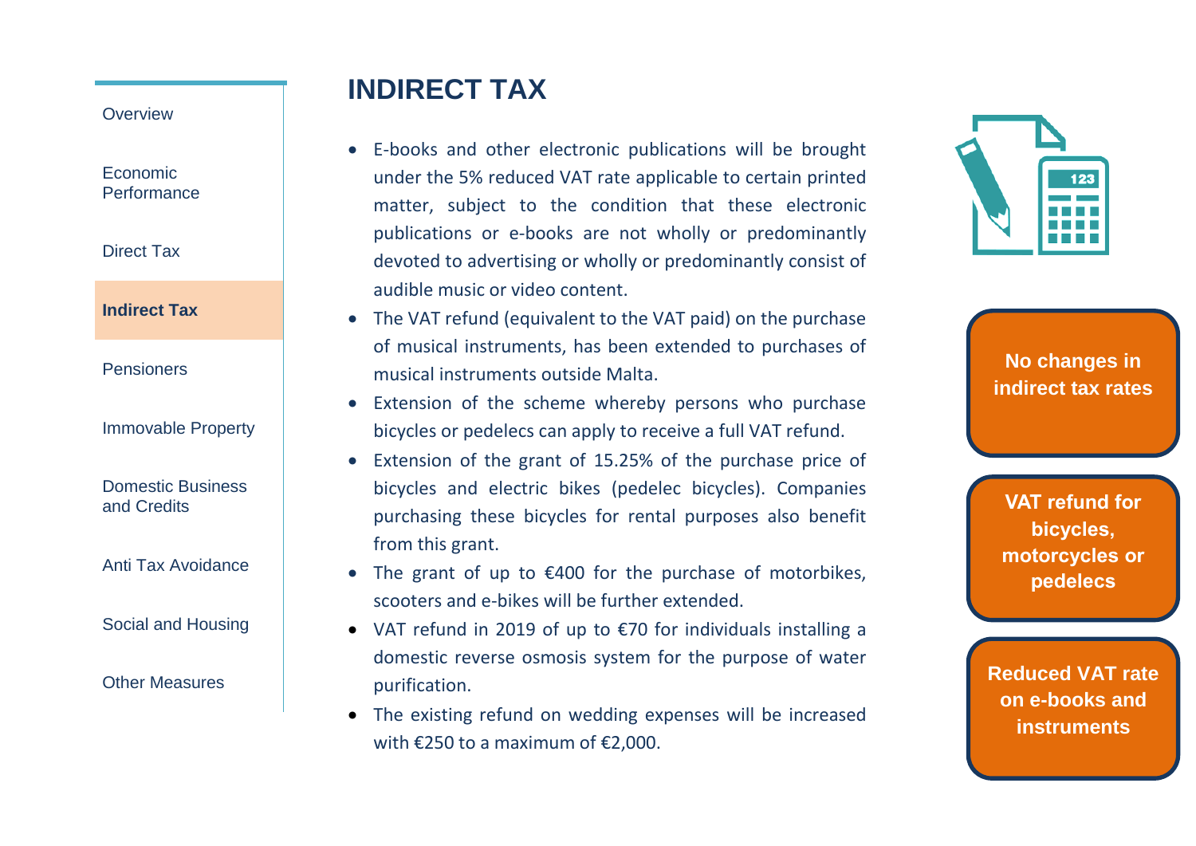# INDIRECT TAX

- E-books and other electronic publications will be brought under the 5% reduced VAT rate applicable to certain printed matter, subject to the condition that these electronic publications or e-books are not wholly or predominantly devoted to advertising or wholly or predominantly consist of audible music or video content.
- The VAT refund (equivalent to the VAT paid) on the purchase of musical instruments, has been extended to purchases of musical instruments outside Malta.
- Extension of the scheme whereby persons who purchase bicycles or pedelecs can apply to receive a full VAT refund.
- Extension of the grant of 15.25% of the purchase price of bicycles and electric bikes (pedelec bicycles). Companies purchasing these bicycles for rental purposes also benefit from this grant.
- The grant of up to €400 for the purchase of motorbikes, scooters and e-bikes will be further extended.
- VAT refund in 2019 of up to €70 for individuals installing a domestic reverse osmosis system for the purpose of water purification.
- The existing refund on wedding expenses will be increased with €250 to a maximum of €2,000.

**No changes in indirect tax rates**

**VAT refund for bicycles, motorcycles or pedelecs**

**Reduced VAT rate on e-books and instruments**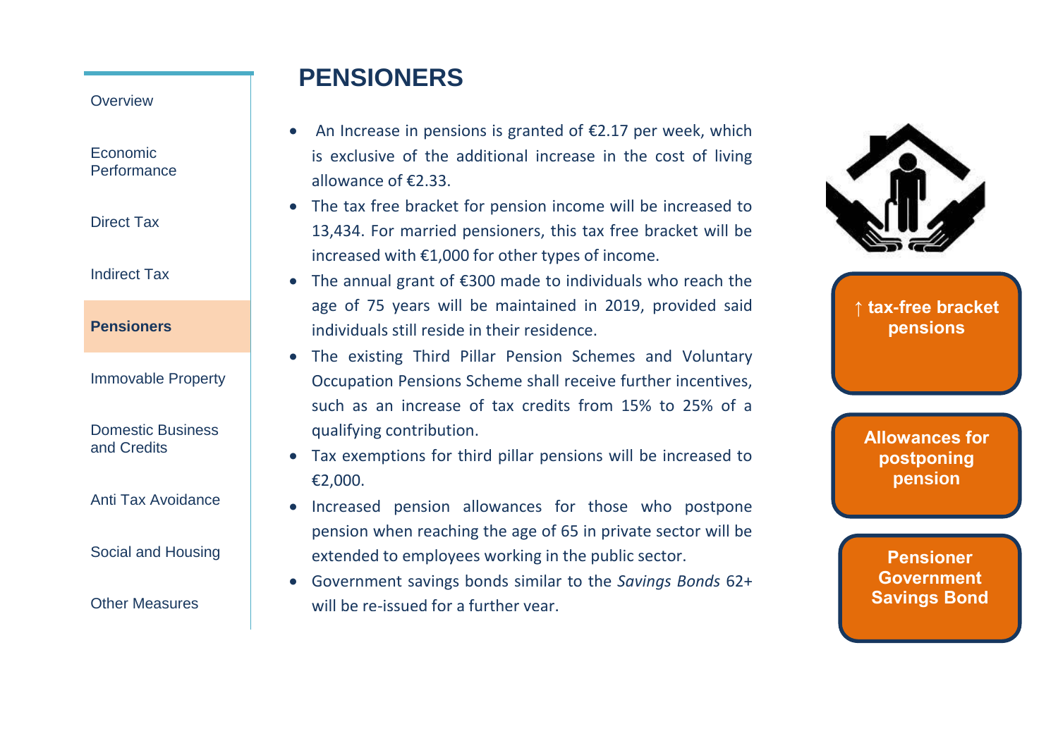- Overview
- Economic Performance
- Direct Tax
- Indirect Tax
- **Pensioners**
- Immovable Property
- Domestic Business and Credits
- Anti Tax Avoidance
- Social and Housing
- Other Measures

# PENSIONERS

- An Increase in pensions is granted of €2.17 per week, which is exclusive of the additional increase in the cost of living allowance of €2.33.
- The tax free bracket for pension income will be increased to 13,434. For married pensioners, this tax free bracket will be increased with €1,000 for other types of income.
- The annual grant of €300 made to individuals who reach the age of 75 years will be maintained in 2019, provided said individuals still reside in their residence.
- The existing Third Pillar Pension Schemes and Voluntary Occupation Pensions Scheme shall receive further incentives, such as an increase of tax credits from 15% to 25% of a qualifying contribution.
- Tax exemptions for third pillar pensions will be increased to €2,000.
- Increased pension allowances for those who postpone pension when reaching the age of 65 in private sector will be extended to employees working in the public sector.
- Government savings bonds similar to the *Savings Bonds* 62+ will be re-issued for a further year.

**↑ tax-free bracket pensions**

**Allowances for postponing pension**

**Pensioner Government Savings Bond**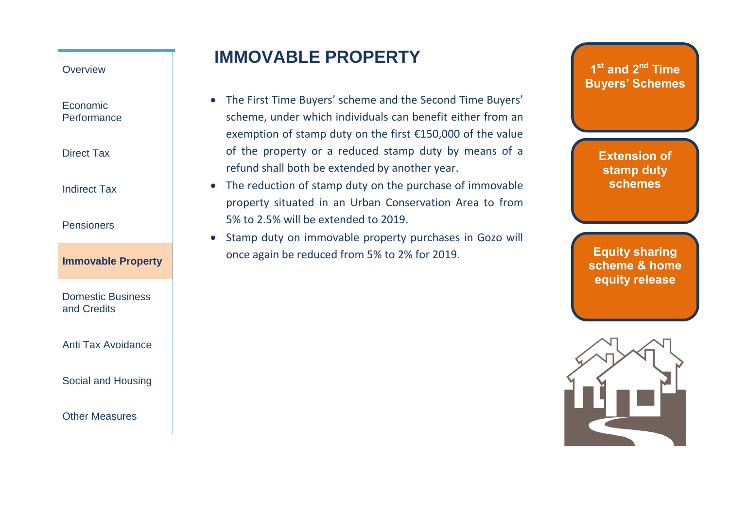# IMMOVABLE PROPERTY

- The First Time Buyers' scheme and the Second Time Buyers' scheme, under which individuals can benefit either from an exemption of stamp duty on the first €150,000 of the value of the property or a reduced stamp duty by means of a refund shall both be extended by another year.
- The reduction of stamp duty on the purchase of immovable property situated in an Urban Conservation Area to from 5% to 2.5% will be extended to 2019.
- Stamp duty on immovable property purchases in Gozo will once again be reduced from 5% to 2% for 2019.

**1st and 2nd Time Buyers' Schemes**

**Extension of stamp duty schemes**

**Equity sharing scheme & home equity release**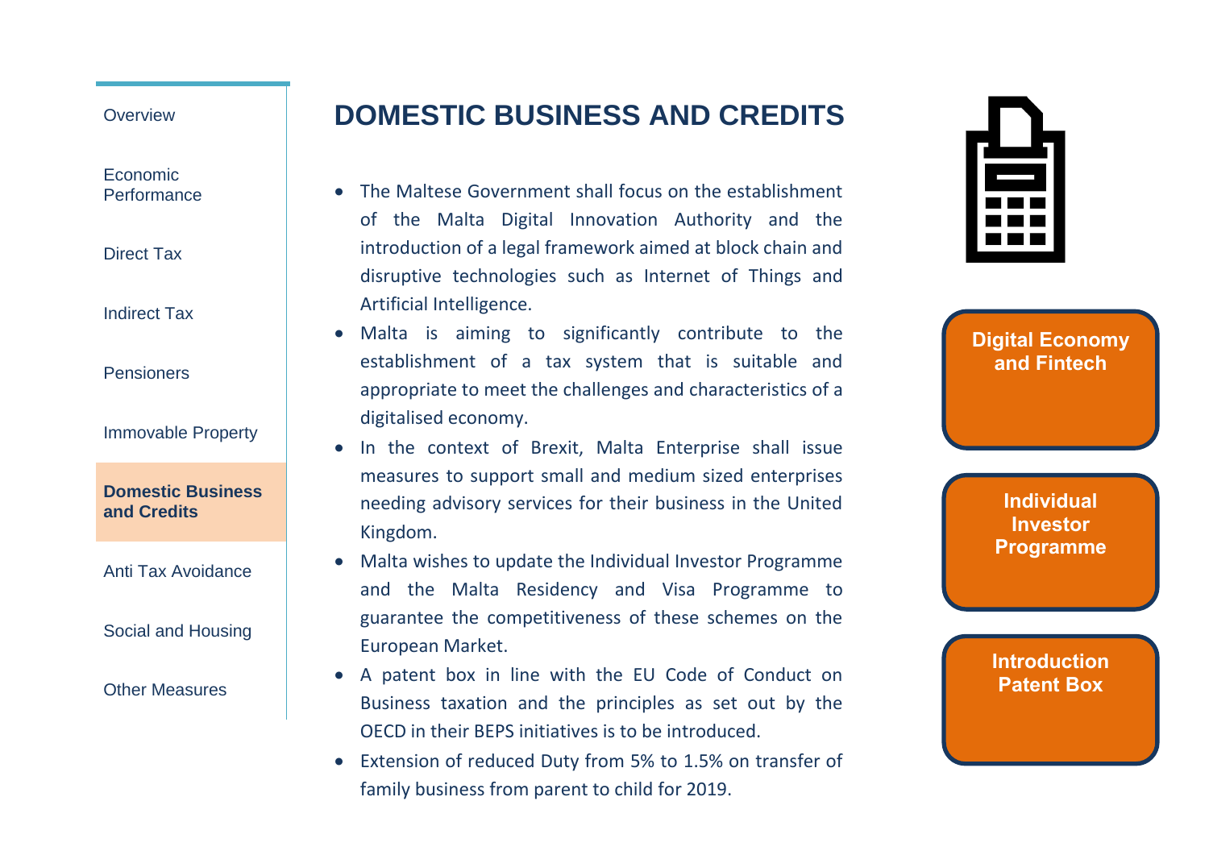- Overview
- Economic Performance
- Direct Tax
- Indirect Tax
- Pensioners
- Immovable Property
- **Domestic Business and Credits**
- Anti Tax Avoidance
- Social and Housing
- Other Measures

# DOMESTIC BUSINESS AND CREDITS

- The Maltese Government shall focus on the establishment of the Malta Digital Innovation Authority and the introduction of a legal framework aimed at block chain and disruptive technologies such as Internet of Things and Artificial Intelligence.
- Malta is aiming to significantly contribute to the establishment of a tax system that is suitable and appropriate to meet the challenges and characteristics of a digitalised economy.
- In the context of Brexit, Malta Enterprise shall issue measures to support small and medium sized enterprises needing advisory services for their business in the United Kingdom.
- Malta wishes to update the Individual Investor Programme and the Malta Residency and Visa Programme to guarantee the competitiveness of these schemes on the European Market.
- A patent box in line with the EU Code of Conduct on Business taxation and the principles as set out by the OECD in their BEPS initiatives is to be introduced.
- Extension of reduced Duty from 5% to 1.5% on transfer of family business from parent to child for 2019.

**Digital Economy and Fintech**

**Individual Investor Programme**

**Introduction Patent Box**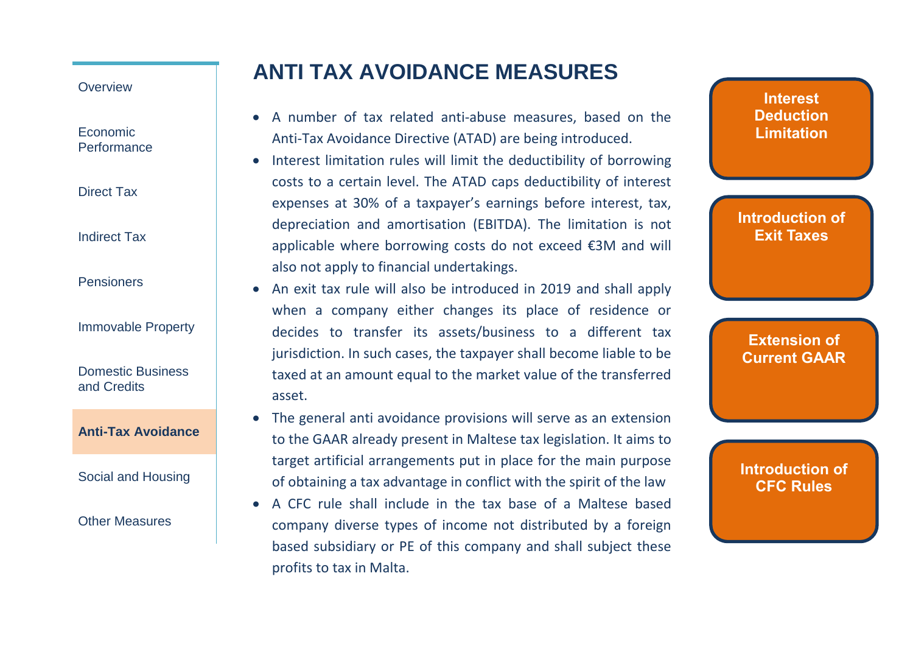# ANTI TAX AVOIDANCE MEASURES

- A number of tax related anti-abuse measures, based on the Anti-Tax Avoidance Directive (ATAD) are being introduced.
- Interest limitation rules will limit the deductibility of borrowing costs to a certain level. The ATAD caps deductibility of interest expenses at 30% of a taxpayer's earnings before interest, tax, depreciation and amortisation (EBITDA). The limitation is not applicable where borrowing costs do not exceed €3M and will also not apply to financial undertakings.
- An exit tax rule will also be introduced in 2019 and shall apply when a company either changes its place of residence or decides to transfer its assets/business to a different tax jurisdiction. In such cases, the taxpayer shall become liable to be taxed at an amount equal to the market value of the transferred asset.
- The general anti avoidance provisions will serve as an extension to the GAAR already present in Maltese tax legislation. It aims to target artificial arrangements put in place for the main purpose of obtaining a tax advantage in conflict with the spirit of the law
- A CFC rule shall include in the tax base of a Maltese based company diverse types of income not distributed by a foreign based subsidiary or PE of this company and shall subject these profits to tax in Malta.

**Interest Deduction Limitation**

**Introduction of Exit Taxes**

**Extension of Current GAAR**

**Introduction of CFC Rules**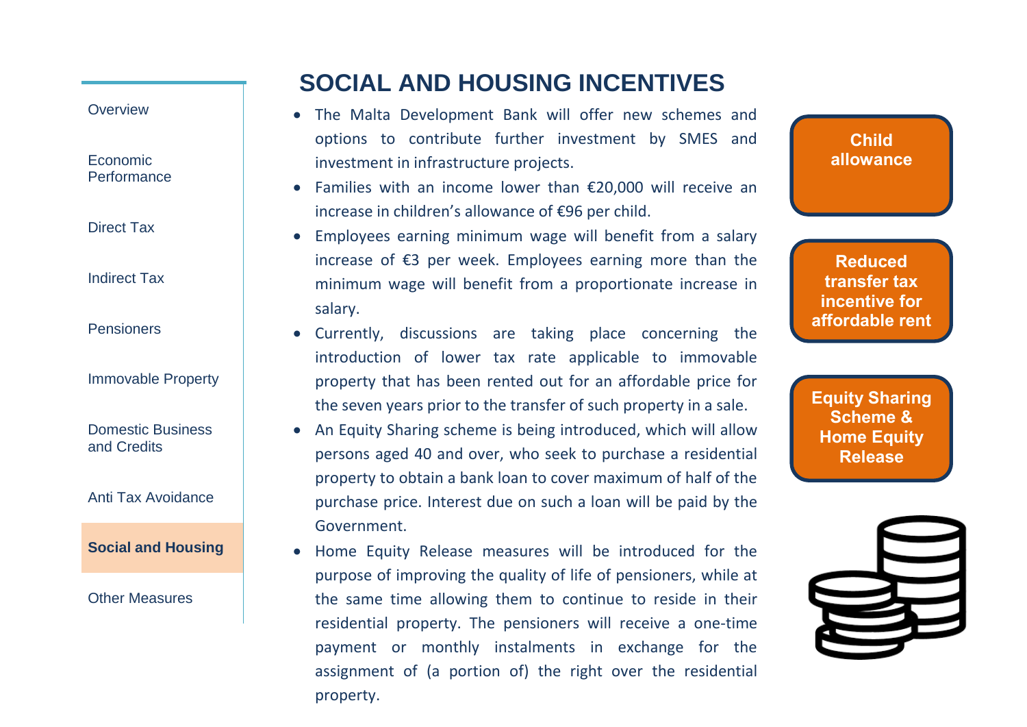# SOCIAL AND HOUSING INCENTIVES

- The Malta Development Bank will offer new schemes and options to contribute further investment by SMES and investment in infrastructure projects.
- Families with an income lower than €20,000 will receive an increase in children's allowance of €96 per child.
- Employees earning minimum wage will benefit from a salary increase of €3 per week. Employees earning more than the minimum wage will benefit from a proportionate increase in salary.
- Currently, discussions are taking place concerning the introduction of lower tax rate applicable to immovable property that has been rented out for an affordable price for the seven years prior to the transfer of such property in a sale.
- An Equity Sharing scheme is being introduced, which will allow persons aged 40 and over, who seek to purchase a residential property to obtain a bank loan to cover maximum of half of the purchase price. Interest due on such a loan will be paid by the Government.
- Home Equity Release measures will be introduced for the purpose of improving the quality of life of pensioners, while at the same time allowing them to continue to reside in their residential property. The pensioners will receive a one-time payment or monthly instalments in exchange for the assignment of (a portion of) the right over the residential property.

**Child allowance**

**Reduced transfer tax incentive for affordable rent**

**Equity Sharing Scheme & Home Equity Release**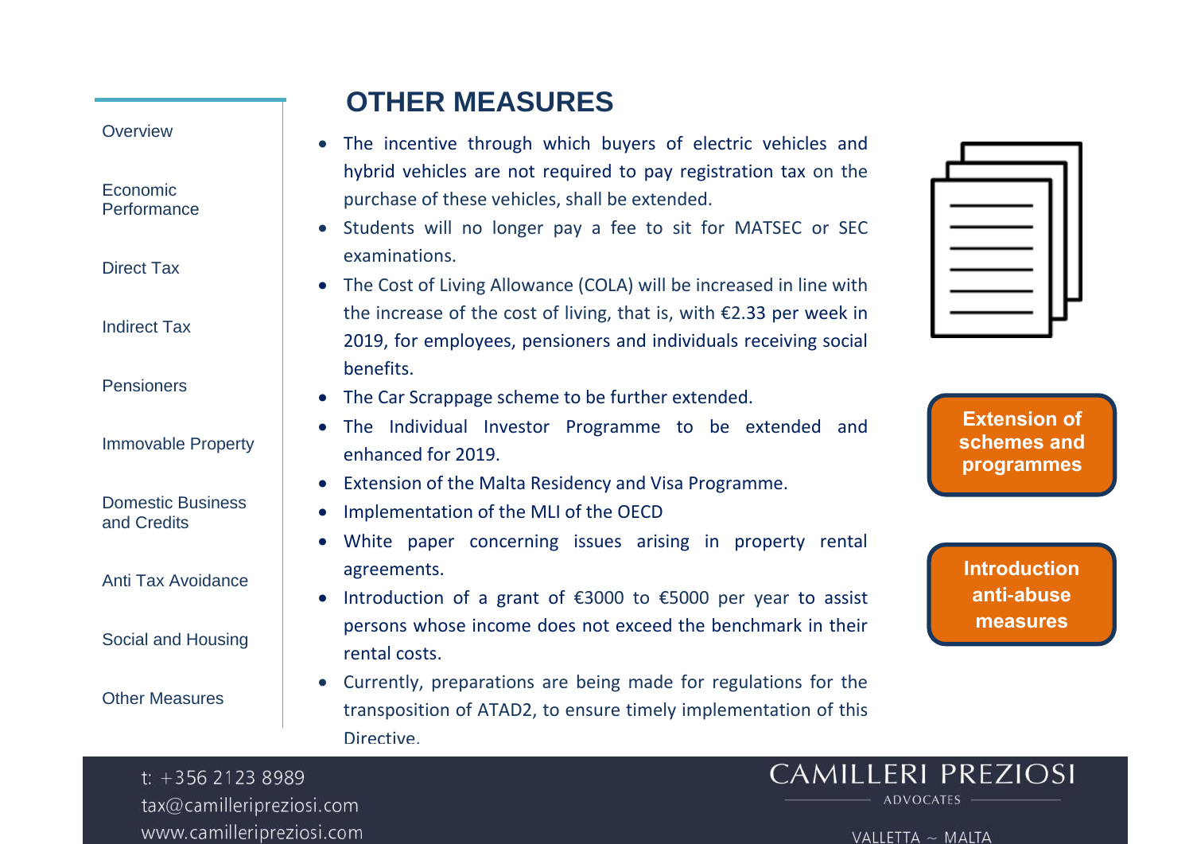Overview

Economic Performance

Direct Tax

Indirect Tax

Pensioners

Immovable Property

Domestic Business and Credits

Anti Tax Avoidance

Social and Housing

Other Measures

# OTHER MEASURES

- The incentive through which buyers of electric vehicles and hybrid vehicles are not required to pay registration tax on the purchase of these vehicles, shall be extended.
- Students will no longer pay a fee to sit for MATSEC or SEC examinations.
- The Cost of Living Allowance (COLA) will be increased in line with the increase of the cost of living, that is, with €2.33 per week in 2019, for employees, pensioners and individuals receiving social benefits.
- The Car Scrappage scheme to be further extended.
- The Individual Investor Programme to be extended and enhanced for 2019.
- Extension of the Malta Residency and Visa Programme.
- Implementation of the MLI of the OECD
- White paper concerning issues arising in property rental agreements.
- Introduction of a grant of €3000 to €5000 per year to assist persons whose income does not exceed the benchmark in their rental costs.
- Currently, preparations are being made for regulations for the transposition of ATAD2, to ensure timely implementation of this Directive.

**Extension of schemes and programmes**

**Introduction anti-abuse measures**

t: +356 2123 8989
tax@camilleripreziosi.com
www.camilleripreziosi.com

CAMILLERI PREZIOSI
ADVOCATES
VALLETTA ~ MALTA